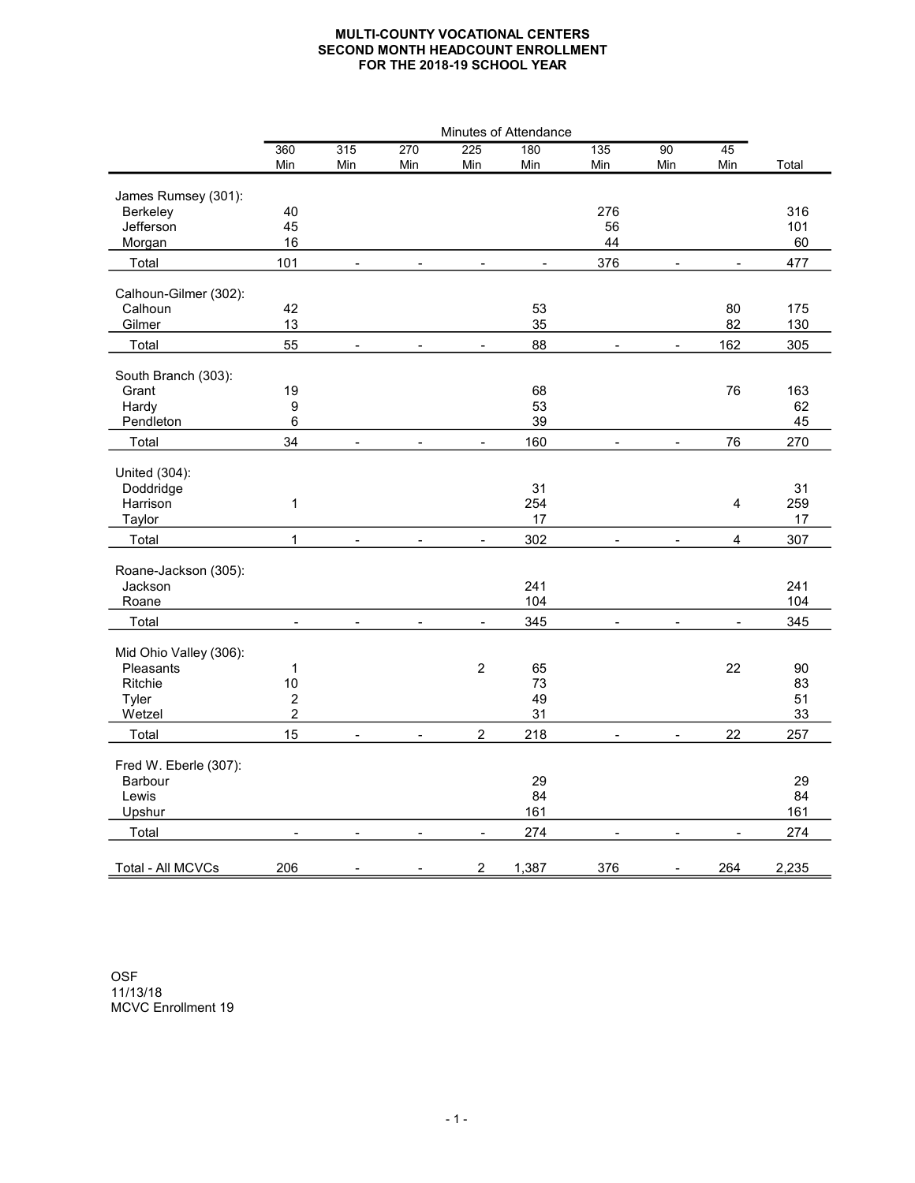**MULTI-COUNTY VOCATIONAL CENTERS**
**SECOND MONTH HEADCOUNT ENROLLMENT**
**FOR THE 2018-19 SCHOOL YEAR**

| | Minutes of Attendance | | | | | | | | |
|---|---|---|---|---|---|---|---|---|---|
| | 360 Min | 315 Min | 270 Min | 225 Min | 180 Min | 135 Min | 90 Min | 45 Min | Total |
| James Rumsey (301): | | | | | | | | | |
| Berkeley | 40 | | | | | 276 | | | 316 |
| Jefferson | 45 | | | | | 56 | | | 101 |
| Morgan | 16 | | | | | 44 | | | 60 |
| Total | 101 | - | - | - | - | 376 | - | - | 477 |
| Calhoun-Gilmer (302): | | | | | | | | | |
| Calhoun | 42 | | | | 53 | | | 80 | 175 |
| Gilmer | 13 | | | | 35 | | | 82 | 130 |
| Total | 55 | - | - | - | 88 | - | - | 162 | 305 |
| South Branch (303): | | | | | | | | | |
| Grant | 19 | | | | 68 | | | 76 | 163 |
| Hardy | 9 | | | | 53 | | | | 62 |
| Pendleton | 6 | | | | 39 | | | | 45 |
| Total | 34 | - | - | - | 160 | - | - | 76 | 270 |
| United (304): | | | | | | | | | |
| Doddridge | | | | | 31 | | | | 31 |
| Harrison | 1 | | | | 254 | | | 4 | 259 |
| Taylor | | | | | 17 | | | | 17 |
| Total | 1 | - | - | - | 302 | - | - | 4 | 307 |
| Roane-Jackson (305): | | | | | | | | | |
| Jackson | | | | | 241 | | | | 241 |
| Roane | | | | | 104 | | | | 104 |
| Total | - | - | - | - | 345 | - | - | - | 345 |
| Mid Ohio Valley (306): | | | | | | | | | |
| Pleasants | 1 | | | 2 | 65 | | | 22 | 90 |
| Ritchie | 10 | | | | 73 | | | | 83 |
| Tyler | 2 | | | | 49 | | | | 51 |
| Wetzel | 2 | | | | 31 | | | | 33 |
| Total | 15 | - | - | 2 | 218 | - | - | 22 | 257 |
| Fred W. Eberle (307): | | | | | | | | | |
| Barbour | | | | | 29 | | | | 29 |
| Lewis | | | | | 84 | | | | 84 |
| Upshur | | | | | 161 | | | | 161 |
| Total | - | - | - | - | 274 | - | - | - | 274 |
| Total - All MCVCs | 206 | - | - | 2 | 1,387 | 376 | - | 264 | 2,235 |

OSF
11/13/18
MCVC Enrollment 19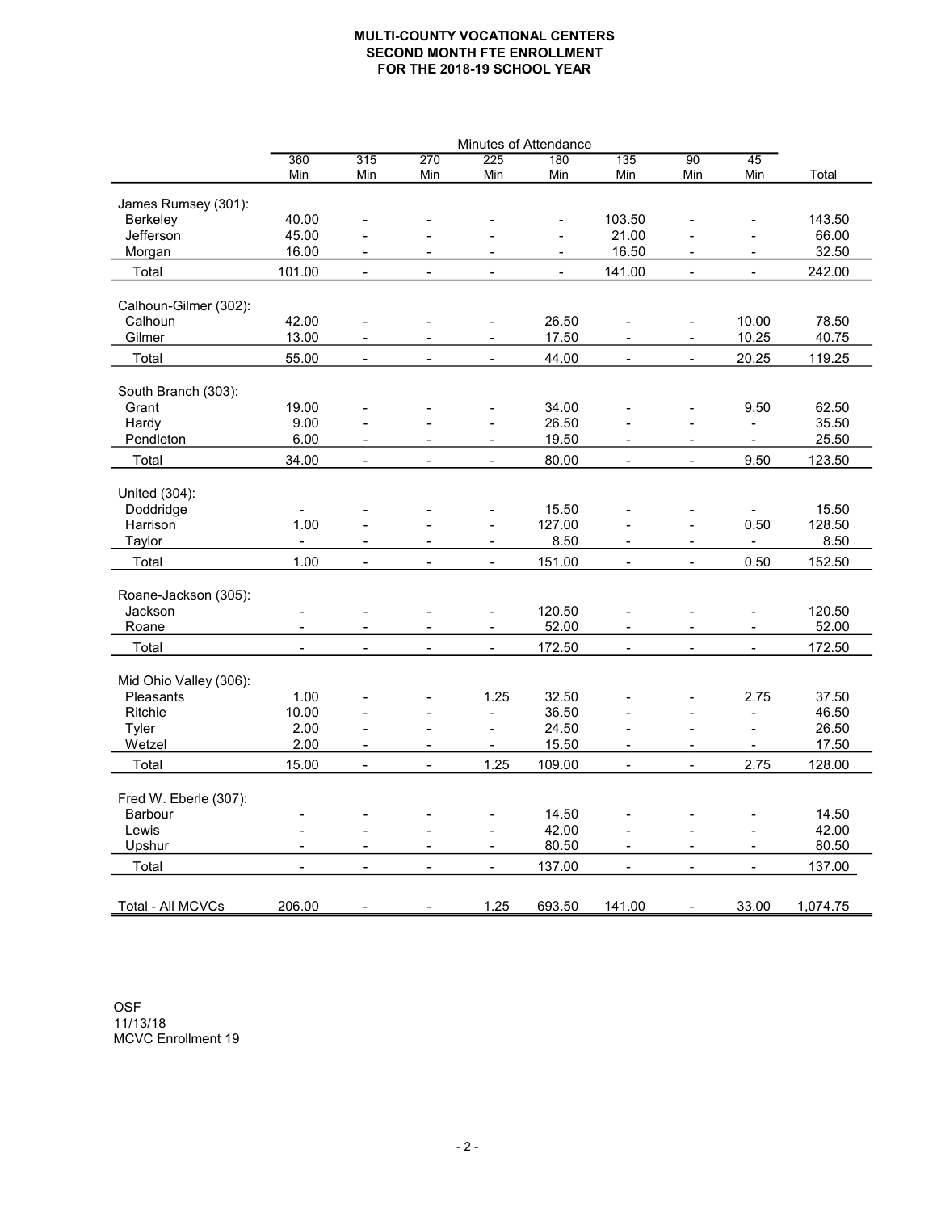**MULTI-COUNTY VOCATIONAL CENTERS**
**SECOND MONTH FTE ENROLLMENT**
**FOR THE 2018-19 SCHOOL YEAR**

| | Minutes of Attendance | | | | | | | | |
|---|---|---|---|---|---|---|---|---|---|
| | 360 Min | 315 Min | 270 Min | 225 Min | 180 Min | 135 Min | 90 Min | 45 Min | Total |
| James Rumsey (301): | | | | | | | | | |
| Berkeley | 40.00 | - | - | - | - | 103.50 | - | - | 143.50 |
| Jefferson | 45.00 | - | - | - | - | 21.00 | - | - | 66.00 |
| Morgan | 16.00 | - | - | - | - | 16.50 | - | - | 32.50 |
| Total | 101.00 | - | - | - | - | 141.00 | - | - | 242.00 |
| Calhoun-Gilmer (302): | | | | | | | | | |
| Calhoun | 42.00 | - | - | - | 26.50 | - | - | 10.00 | 78.50 |
| Gilmer | 13.00 | - | - | - | 17.50 | - | - | 10.25 | 40.75 |
| Total | 55.00 | - | - | - | 44.00 | - | - | 20.25 | 119.25 |
| South Branch (303): | | | | | | | | | |
| Grant | 19.00 | - | - | - | 34.00 | - | - | 9.50 | 62.50 |
| Hardy | 9.00 | - | - | - | 26.50 | - | - | - | 35.50 |
| Pendleton | 6.00 | - | - | - | 19.50 | - | - | - | 25.50 |
| Total | 34.00 | - | - | - | 80.00 | - | - | 9.50 | 123.50 |
| United (304): | | | | | | | | | |
| Doddridge | - | - | - | - | 15.50 | - | - | - | 15.50 |
| Harrison | 1.00 | - | - | - | 127.00 | - | - | 0.50 | 128.50 |
| Taylor | - | - | - | - | 8.50 | - | - | - | 8.50 |
| Total | 1.00 | - | - | - | 151.00 | - | - | 0.50 | 152.50 |
| Roane-Jackson (305): | | | | | | | | | |
| Jackson | - | - | - | - | 120.50 | - | - | - | 120.50 |
| Roane | - | - | - | - | 52.00 | - | - | - | 52.00 |
| Total | - | - | - | - | 172.50 | - | - | - | 172.50 |
| Mid Ohio Valley (306): | | | | | | | | | |
| Pleasants | 1.00 | - | - | 1.25 | 32.50 | - | - | 2.75 | 37.50 |
| Ritchie | 10.00 | - | - | - | 36.50 | - | - | - | 46.50 |
| Tyler | 2.00 | - | - | - | 24.50 | - | - | - | 26.50 |
| Wetzel | 2.00 | - | - | - | 15.50 | - | - | - | 17.50 |
| Total | 15.00 | - | - | 1.25 | 109.00 | - | - | 2.75 | 128.00 |
| Fred W. Eberle (307): | | | | | | | | | |
| Barbour | - | - | - | - | 14.50 | - | - | - | 14.50 |
| Lewis | - | - | - | - | 42.00 | - | - | - | 42.00 |
| Upshur | - | - | - | - | 80.50 | - | - | - | 80.50 |
| Total | - | - | - | - | 137.00 | - | - | - | 137.00 |
| Total - All MCVCs | 206.00 | - | - | 1.25 | 693.50 | 141.00 | - | 33.00 | 1,074.75 |

OSF
11/13/18
MCVC Enrollment 19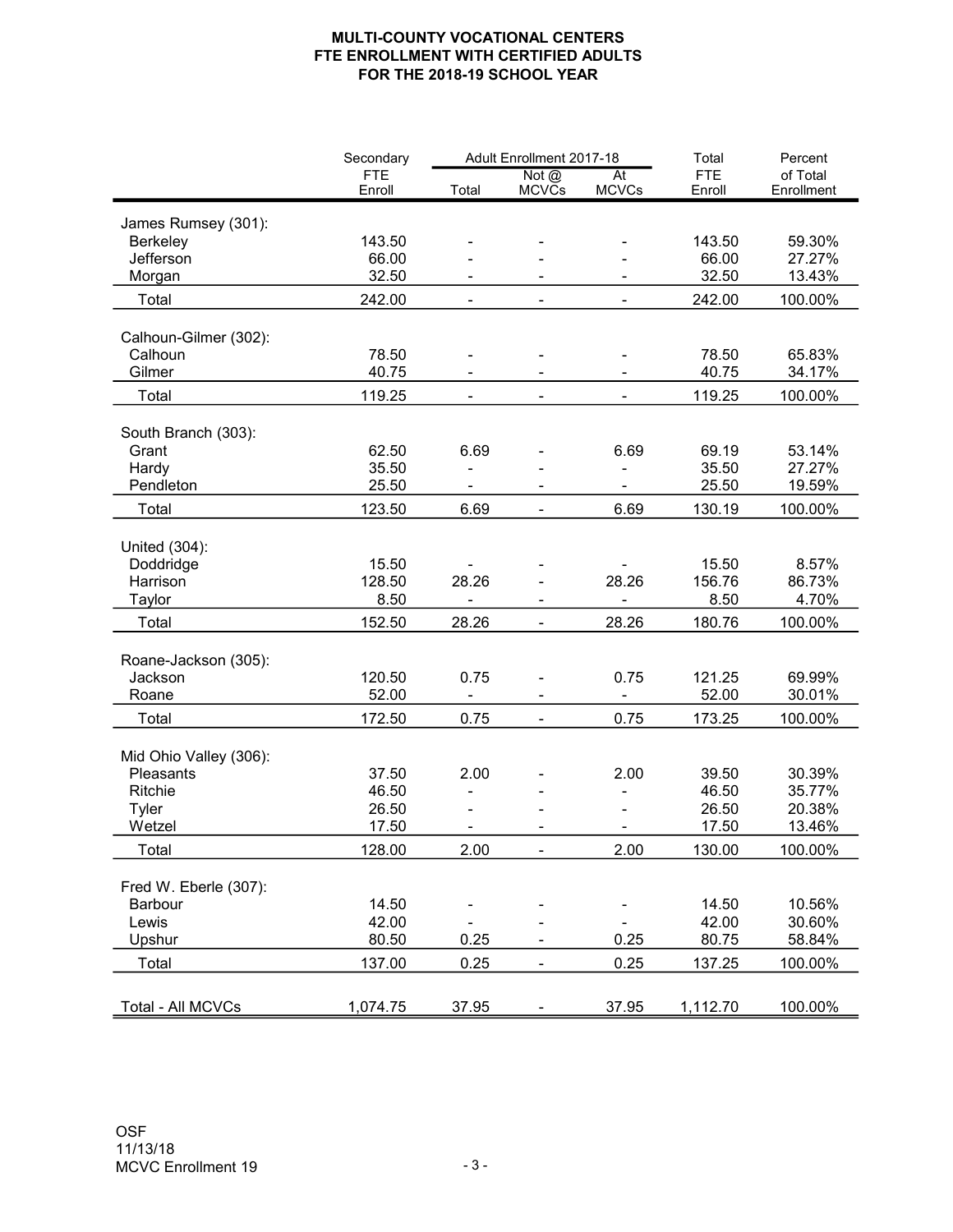**MULTI-COUNTY VOCATIONAL CENTERS**
**FTE ENROLLMENT WITH CERTIFIED ADULTS**
**FOR THE 2018-19 SCHOOL YEAR**

| | Secondary FTE Enroll | Adult Enrollment 2017-18 | | | Total FTE Enroll | Percent of Total Enrollment |
|---|---|---|---|---|---|---|
| | | Total | Not @ MCVCs | At MCVCs | | |
| James Rumsey (301): | | | | | | |
| Berkeley | 143.50 | - | - | - | 143.50 | 59.30% |
| Jefferson | 66.00 | - | - | - | 66.00 | 27.27% |
| Morgan | 32.50 | - | - | - | 32.50 | 13.43% |
| Total | 242.00 | - | - | - | 242.00 | 100.00% |
| Calhoun-Gilmer (302): | | | | | | |
| Calhoun | 78.50 | - | - | - | 78.50 | 65.83% |
| Gilmer | 40.75 | - | - | - | 40.75 | 34.17% |
| Total | 119.25 | - | - | - | 119.25 | 100.00% |
| South Branch (303): | | | | | | |
| Grant | 62.50 | 6.69 | - | 6.69 | 69.19 | 53.14% |
| Hardy | 35.50 | - | - | - | 35.50 | 27.27% |
| Pendleton | 25.50 | - | - | - | 25.50 | 19.59% |
| Total | 123.50 | 6.69 | - | 6.69 | 130.19 | 100.00% |
| United (304): | | | | | | |
| Doddridge | 15.50 | - | - | - | 15.50 | 8.57% |
| Harrison | 128.50 | 28.26 | - | 28.26 | 156.76 | 86.73% |
| Taylor | 8.50 | - | - | - | 8.50 | 4.70% |
| Total | 152.50 | 28.26 | - | 28.26 | 180.76 | 100.00% |
| Roane-Jackson (305): | | | | | | |
| Jackson | 120.50 | 0.75 | - | 0.75 | 121.25 | 69.99% |
| Roane | 52.00 | - | - | - | 52.00 | 30.01% |
| Total | 172.50 | 0.75 | - | 0.75 | 173.25 | 100.00% |
| Mid Ohio Valley (306): | | | | | | |
| Pleasants | 37.50 | 2.00 | - | 2.00 | 39.50 | 30.39% |
| Ritchie | 46.50 | - | - | - | 46.50 | 35.77% |
| Tyler | 26.50 | - | - | - | 26.50 | 20.38% |
| Wetzel | 17.50 | - | - | - | 17.50 | 13.46% |
| Total | 128.00 | 2.00 | - | 2.00 | 130.00 | 100.00% |
| Fred W. Eberle (307): | | | | | | |
| Barbour | 14.50 | - | - | - | 14.50 | 10.56% |
| Lewis | 42.00 | - | - | - | 42.00 | 30.60% |
| Upshur | 80.50 | 0.25 | - | 0.25 | 80.75 | 58.84% |
| Total | 137.00 | 0.25 | - | 0.25 | 137.25 | 100.00% |
| Total - All MCVCs | 1,074.75 | 37.95 | - | 37.95 | 1,112.70 | 100.00% |

OSF
11/13/18
MCVC Enrollment 19